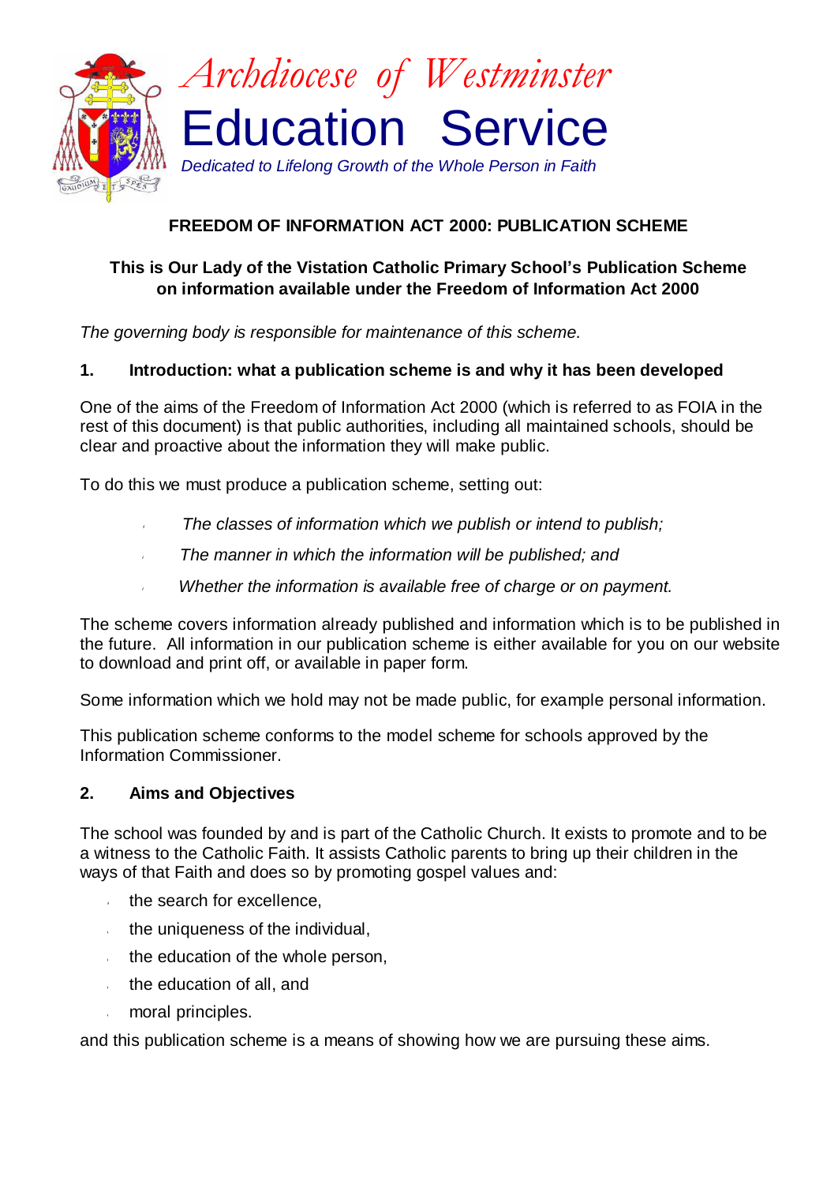# Archdiocese of Westminster Education Service

*Dedicated to Lifelong Growth of the Whole Person in Faith*

## FREEDOM OF INFORMATION ACT 2000: PUBLICATION SCHEME

**This is Our Lady of the Vistation Catholic Primary School's Publication Scheme on information available under the Freedom of Information Act 2000**

*The governing body is responsible for maintenance of this scheme.*

### 1. Introduction: what a publication scheme is and why it has been developed

One of the aims of the Freedom of Information Act 2000 (which is referred to as FOIA in the rest of this document) is that public authorities, including all maintained schools, should be clear and proactive about the information they will make public.

To do this we must produce a publication scheme, setting out:

- *The classes of information which we publish or intend to publish;*
- *The manner in which the information will be published; and*
- *Whether the information is available free of charge or on payment.*

The scheme covers information already published and information which is to be published in the future. All information in our publication scheme is either available for you on our website to download and print off, or available in paper form.

Some information which we hold may not be made public, for example personal information.

This publication scheme conforms to the model scheme for schools approved by the Information Commissioner.

### 2. Aims and Objectives

The school was founded by and is part of the Catholic Church. It exists to promote and to be a witness to the Catholic Faith. It assists Catholic parents to bring up their children in the ways of that Faith and does so by promoting gospel values and:

- the search for excellence,
- the uniqueness of the individual,
- the education of the whole person,
- the education of all, and
- moral principles.

and this publication scheme is a means of showing how we are pursuing these aims.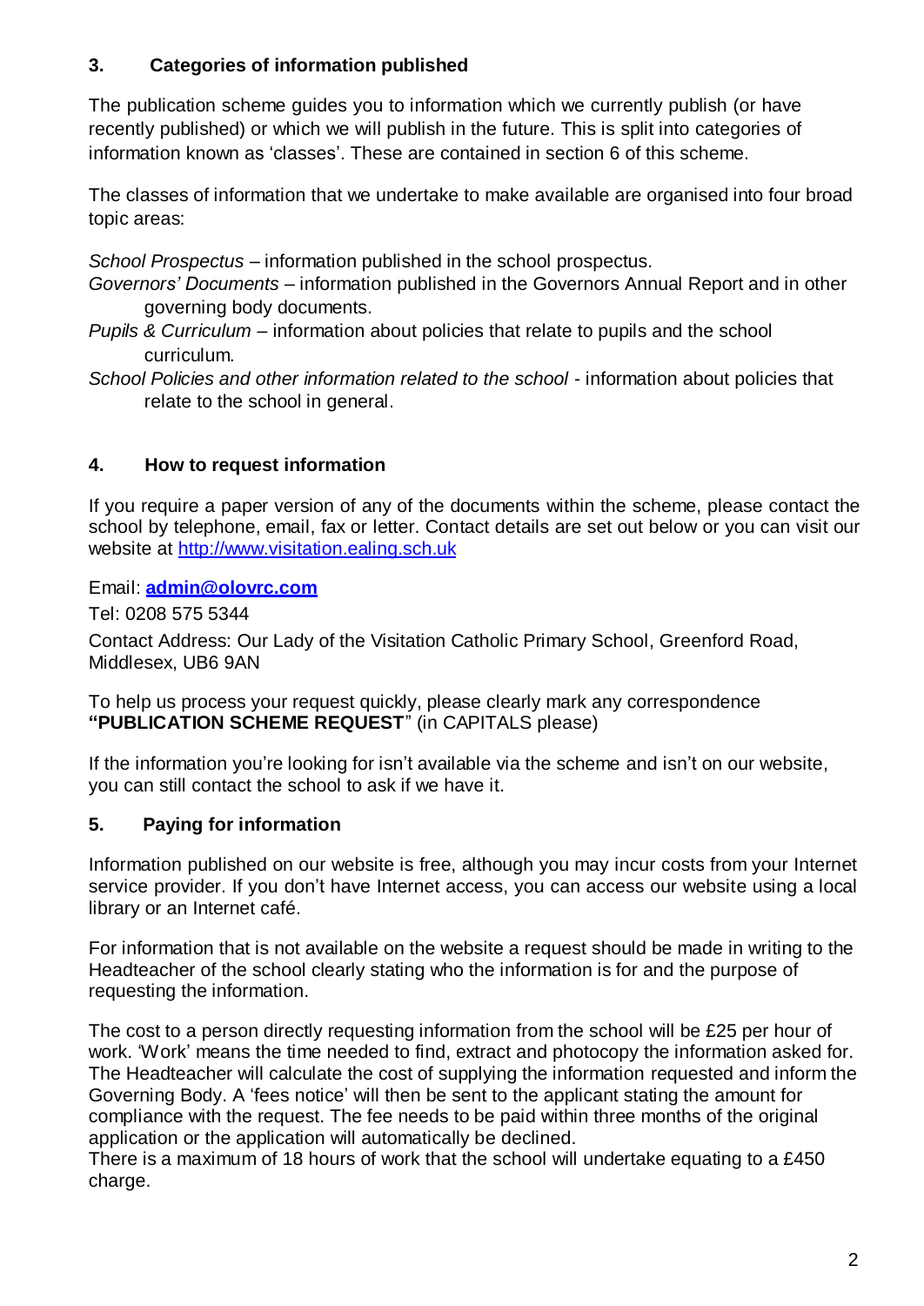## 3. Categories of information published

The publication scheme guides you to information which we currently publish (or have recently published) or which we will publish in the future. This is split into categories of information known as 'classes'. These are contained in section 6 of this scheme.

The classes of information that we undertake to make available are organised into four broad topic areas:

*School Prospectus* – information published in the school prospectus.

*Governors' Documents* – information published in the Governors Annual Report and in other governing body documents.

*Pupils & Curriculum* – information about policies that relate to pupils and the school curriculum.

*School Policies and other information related to the school* - information about policies that relate to the school in general.

## 4. How to request information

If you require a paper version of any of the documents within the scheme, please contact the school by telephone, email, fax or letter. Contact details are set out below or you can visit our website at [http://www.visitation.ealing.sch.uk](http://www.visitation.ealing.sch.uk)

Email: **[admin@olovrc.com](mailto:admin@olovrc.com)**

Tel: 0208 575 5344

Contact Address: Our Lady of the Visitation Catholic Primary School, Greenford Road, Middlesex, UB6 9AN

To help us process your request quickly, please clearly mark any correspondence **"PUBLICATION SCHEME REQUEST**" (in CAPITALS please)

If the information you're looking for isn't available via the scheme and isn't on our website, you can still contact the school to ask if we have it.

## 5. Paying for information

Information published on our website is free, although you may incur costs from your Internet service provider. If you don't have Internet access, you can access our website using a local library or an Internet café.

For information that is not available on the website a request should be made in writing to the Headteacher of the school clearly stating who the information is for and the purpose of requesting the information.

The cost to a person directly requesting information from the school will be £25 per hour of work. 'Work' means the time needed to find, extract and photocopy the information asked for. The Headteacher will calculate the cost of supplying the information requested and inform the Governing Body. A 'fees notice' will then be sent to the applicant stating the amount for compliance with the request. The fee needs to be paid within three months of the original application or the application will automatically be declined.
There is a maximum of 18 hours of work that the school will undertake equating to a £450 charge.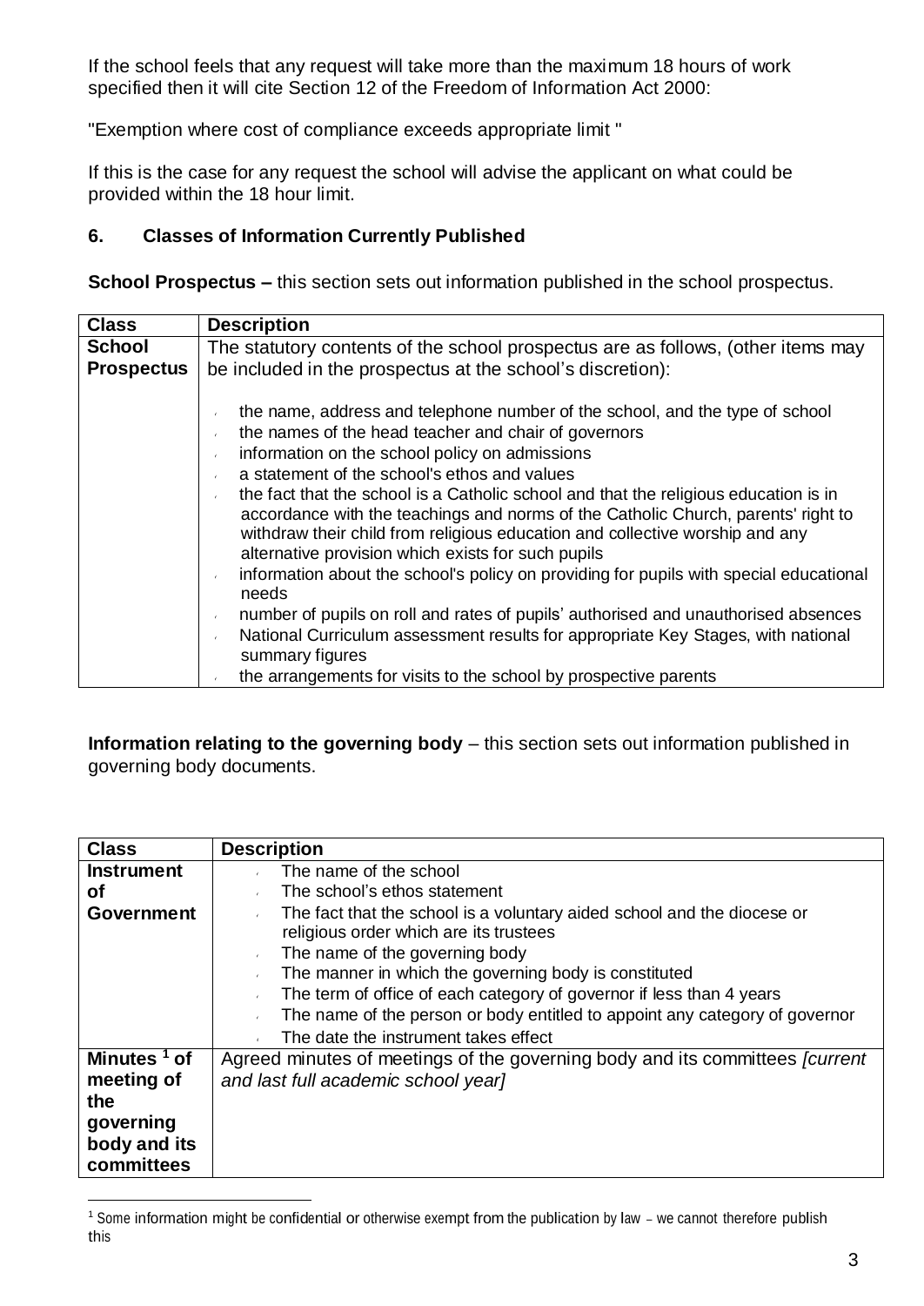If the school feels that any request will take more than the maximum 18 hours of work specified then it will cite Section 12 of the Freedom of Information Act 2000:

"Exemption where cost of compliance exceeds appropriate limit "

If this is the case for any request the school will advise the applicant on what could be provided within the 18 hour limit.

### 6. Classes of Information Currently Published

**School Prospectus –** this section sets out information published in the school prospectus.

| Class | Description |
| --- | --- |
| **School Prospectus** | The statutory contents of the school prospectus are as follows, (other items may be included in the prospectus at the school's discretion):<br><br>- the name, address and telephone number of the school, and the type of school<br>- the names of the head teacher and chair of governors<br>- information on the school policy on admissions<br>- a statement of the school's ethos and values<br>- the fact that the school is a Catholic school and that the religious education is in accordance with the teachings and norms of the Catholic Church, parents' right to withdraw their child from religious education and collective worship and any alternative provision which exists for such pupils<br>- information about the school's policy on providing for pupils with special educational needs<br>- number of pupils on roll and rates of pupils' authorised and unauthorised absences<br>- National Curriculum assessment results for appropriate Key Stages, with national summary figures<br>- the arrangements for visits to the school by prospective parents |

**Information relating to the governing body** – this section sets out information published in governing body documents.

| Class | Description |
| --- | --- |
| **Instrument of Government** | - The name of the school<br>- The school's ethos statement<br>- The fact that the school is a voluntary aided school and the diocese or religious order which are its trustees<br>- The name of the governing body<br>- The manner in which the governing body is constituted<br>- The term of office of each category of governor if less than 4 years<br>- The name of the person or body entitled to appoint any category of governor<br>- The date the instrument takes effect |
| **Minutes [1] of meeting of the governing body and its committees** | Agreed minutes of meetings of the governing body and its committees *[current and last full academic school year]* |

[1] Some information might be confidential or otherwise exempt from the publication by law – we cannot therefore publish this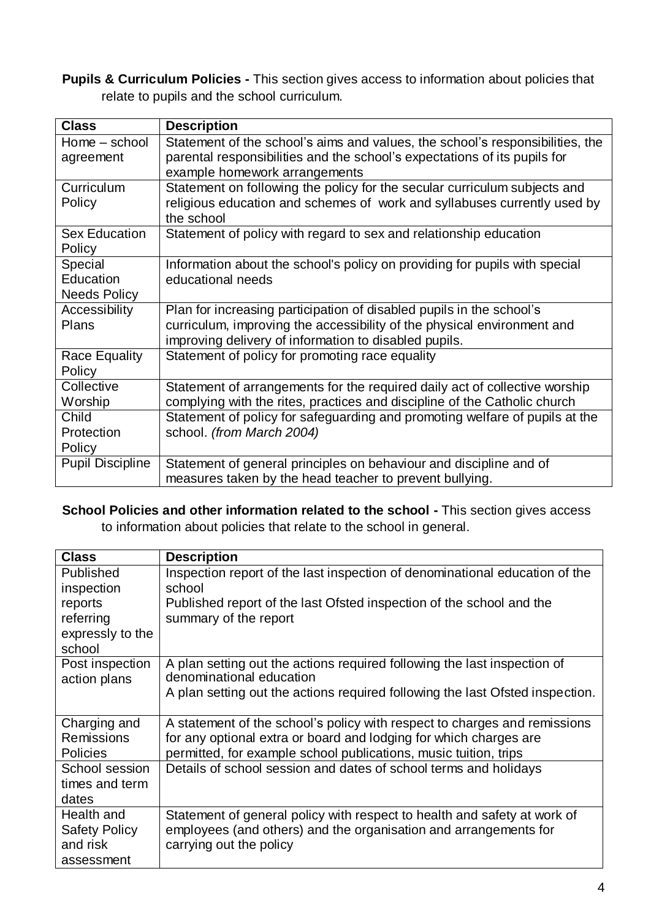**Pupils & Curriculum Policies -** This section gives access to information about policies that relate to pupils and the school curriculum.

| Class | Description |
|---|---|
| Home – school agreement | Statement of the school's aims and values, the school's responsibilities, the parental responsibilities and the school's expectations of its pupils for example homework arrangements |
| Curriculum Policy | Statement on following the policy for the secular curriculum subjects and religious education and schemes of work and syllabuses currently used by the school |
| Sex Education Policy | Statement of policy with regard to sex and relationship education |
| Special Education Needs Policy | Information about the school's policy on providing for pupils with special educational needs |
| Accessibility Plans | Plan for increasing participation of disabled pupils in the school's curriculum, improving the accessibility of the physical environment and improving delivery of information to disabled pupils. |
| Race Equality Policy | Statement of policy for promoting race equality |
| Collective Worship | Statement of arrangements for the required daily act of collective worship complying with the rites, practices and discipline of the Catholic church |
| Child Protection Policy | Statement of policy for safeguarding and promoting welfare of pupils at the school. *(from March 2004)* |
| Pupil Discipline | Statement of general principles on behaviour and discipline and of measures taken by the head teacher to prevent bullying. |

**School Policies and other information related to the school -** This section gives access to information about policies that relate to the school in general.

| Class | Description |
|---|---|
| Published inspection reports referring expressly to the school | Inspection report of the last inspection of denominational education of the school<br>Published report of the last Ofsted inspection of the school and the summary of the report |
| Post inspection action plans | A plan setting out the actions required following the last inspection of denominational education<br>A plan setting out the actions required following the last Ofsted inspection. |
| Charging and Remissions Policies | A statement of the school's policy with respect to charges and remissions for any optional extra or board and lodging for which charges are permitted, for example school publications, music tuition, trips |
| School session times and term dates | Details of school session and dates of school terms and holidays |
| Health and Safety Policy and risk assessment | Statement of general policy with respect to health and safety at work of employees (and others) and the organisation and arrangements for carrying out the policy |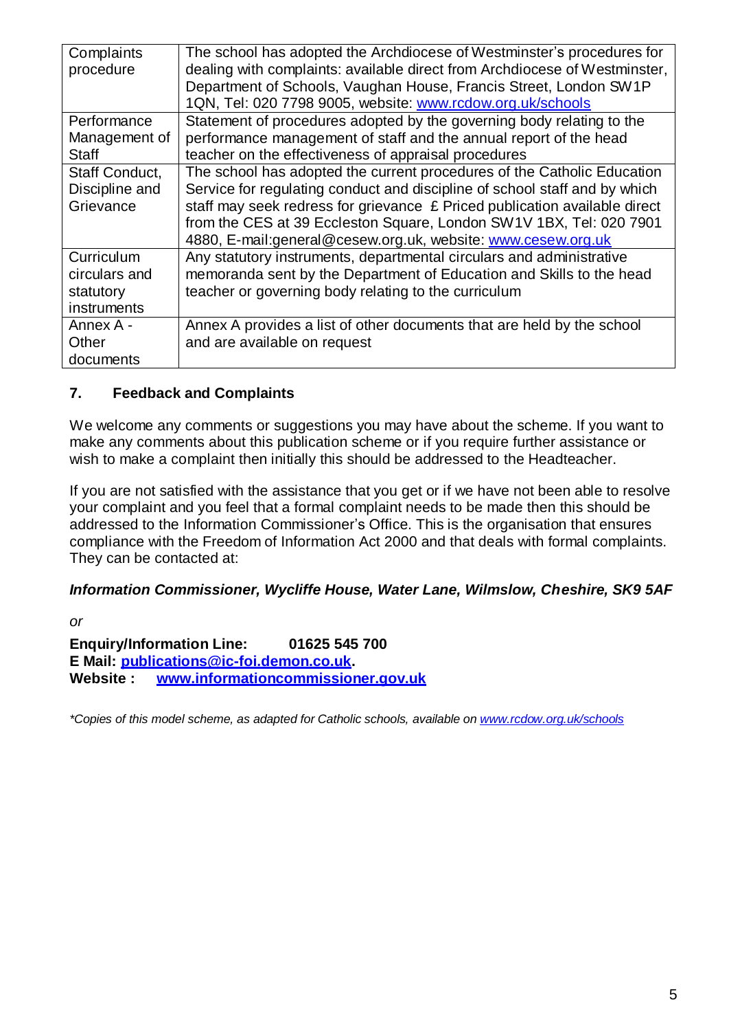| Complaints procedure | The school has adopted the Archdiocese of Westminster's procedures for dealing with complaints: available direct from Archdiocese of Westminster, Department of Schools, Vaughan House, Francis Street, London SW1P 1QN, Tel: 020 7798 9005, website: [www.rcdow.org.uk/schools](http://www.rcdow.org.uk/schools) |
|---|---|
| Performance Management of Staff | Statement of procedures adopted by the governing body relating to the performance management of staff and the annual report of the head teacher on the effectiveness of appraisal procedures |
| Staff Conduct, Discipline and Grievance | The school has adopted the current procedures of the Catholic Education Service for regulating conduct and discipline of school staff and by which staff may seek redress for grievance £ Priced publication available direct from the CES at 39 Eccleston Square, London SW1V 1BX, Tel: 020 7901 4880, E-mail:general@cesew.org.uk, website: [www.cesew.org.uk](http://www.cesew.org.uk) |
| Curriculum circulars and statutory instruments | Any statutory instruments, departmental circulars and administrative memoranda sent by the Department of Education and Skills to the head teacher or governing body relating to the curriculum |
| Annex A - Other documents | Annex A provides a list of other documents that are held by the school and are available on request |

## 7. Feedback and Complaints

We welcome any comments or suggestions you may have about the scheme. If you want to make any comments about this publication scheme or if you require further assistance or wish to make a complaint then initially this should be addressed to the Headteacher.

If you are not satisfied with the assistance that you get or if we have not been able to resolve your complaint and you feel that a formal complaint needs to be made then this should be addressed to the Information Commissioner's Office. This is the organisation that ensures compliance with the Freedom of Information Act 2000 and that deals with formal complaints. They can be contacted at:

***Information Commissioner, Wycliffe House, Water Lane, Wilmslow, Cheshire, SK9 5AF***

*or*

**Enquiry/Information Line: 01625 545 700**
**E Mail: [publications@ic-foi.demon.co.uk](mailto:publications@ic-foi.demon.co.uk).**
**Website : [www.informationcommissioner.gov.uk](http://www.informationcommissioner.gov.uk)**

*\*Copies of this model scheme, as adapted for Catholic schools, available on [www.rcdow.org.uk/schools](http://www.rcdow.org.uk/schools)*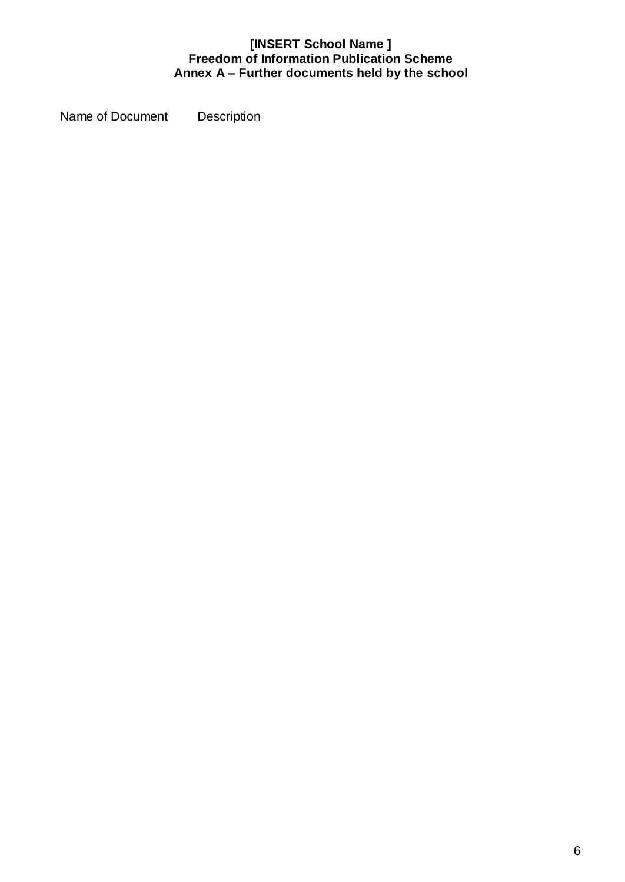**[INSERT School Name ]**
**Freedom of Information Publication Scheme**
**Annex A – Further documents held by the school**

| Name of Document | Description |
| --- | --- |